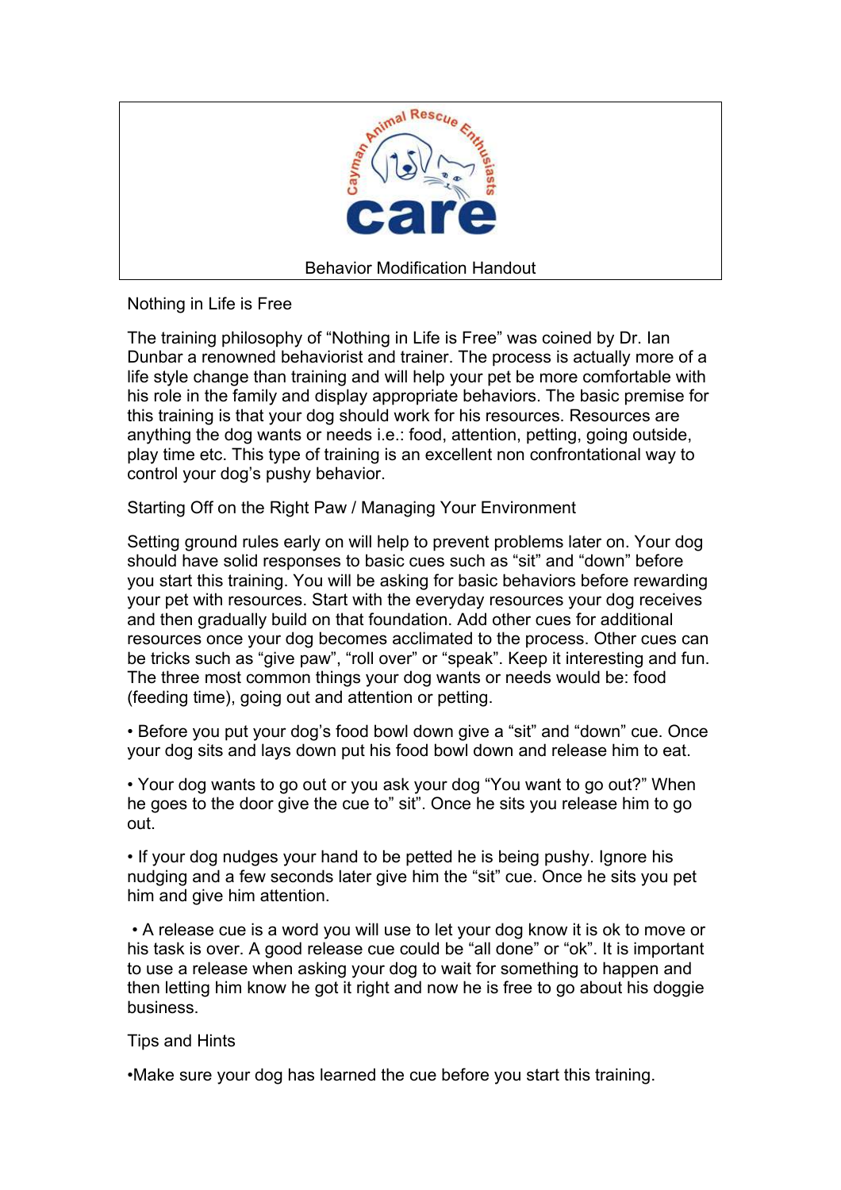Cayman Animal Rescue Enthusiasts

care

Behavior Modification Handout

## Nothing in Life is Free

The training philosophy of "Nothing in Life is Free" was coined by Dr. Ian Dunbar a renowned behaviorist and trainer. The process is actually more of a life style change than training and will help your pet be more comfortable with his role in the family and display appropriate behaviors. The basic premise for this training is that your dog should work for his resources. Resources are anything the dog wants or needs i.e.: food, attention, petting, going outside, play time etc. This type of training is an excellent non confrontational way to control your dog's pushy behavior.

## Starting Off on the Right Paw / Managing Your Environment

Setting ground rules early on will help to prevent problems later on. Your dog should have solid responses to basic cues such as "sit" and "down" before you start this training. You will be asking for basic behaviors before rewarding your pet with resources. Start with the everyday resources your dog receives and then gradually build on that foundation. Add other cues for additional resources once your dog becomes acclimated to the process. Other cues can be tricks such as "give paw", "roll over" or "speak". Keep it interesting and fun. The three most common things your dog wants or needs would be: food (feeding time), going out and attention or petting.

- Before you put your dog's food bowl down give a "sit" and "down" cue. Once your dog sits and lays down put his food bowl down and release him to eat.
- Your dog wants to go out or you ask your dog "You want to go out?" When he goes to the door give the cue to" sit". Once he sits you release him to go out.
- If your dog nudges your hand to be petted he is being pushy. Ignore his nudging and a few seconds later give him the "sit" cue. Once he sits you pet him and give him attention.
- A release cue is a word you will use to let your dog know it is ok to move or his task is over. A good release cue could be "all done" or "ok". It is important to use a release when asking your dog to wait for something to happen and then letting him know he got it right and now he is free to go about his doggie business.

## Tips and Hints

- Make sure your dog has learned the cue before you start this training.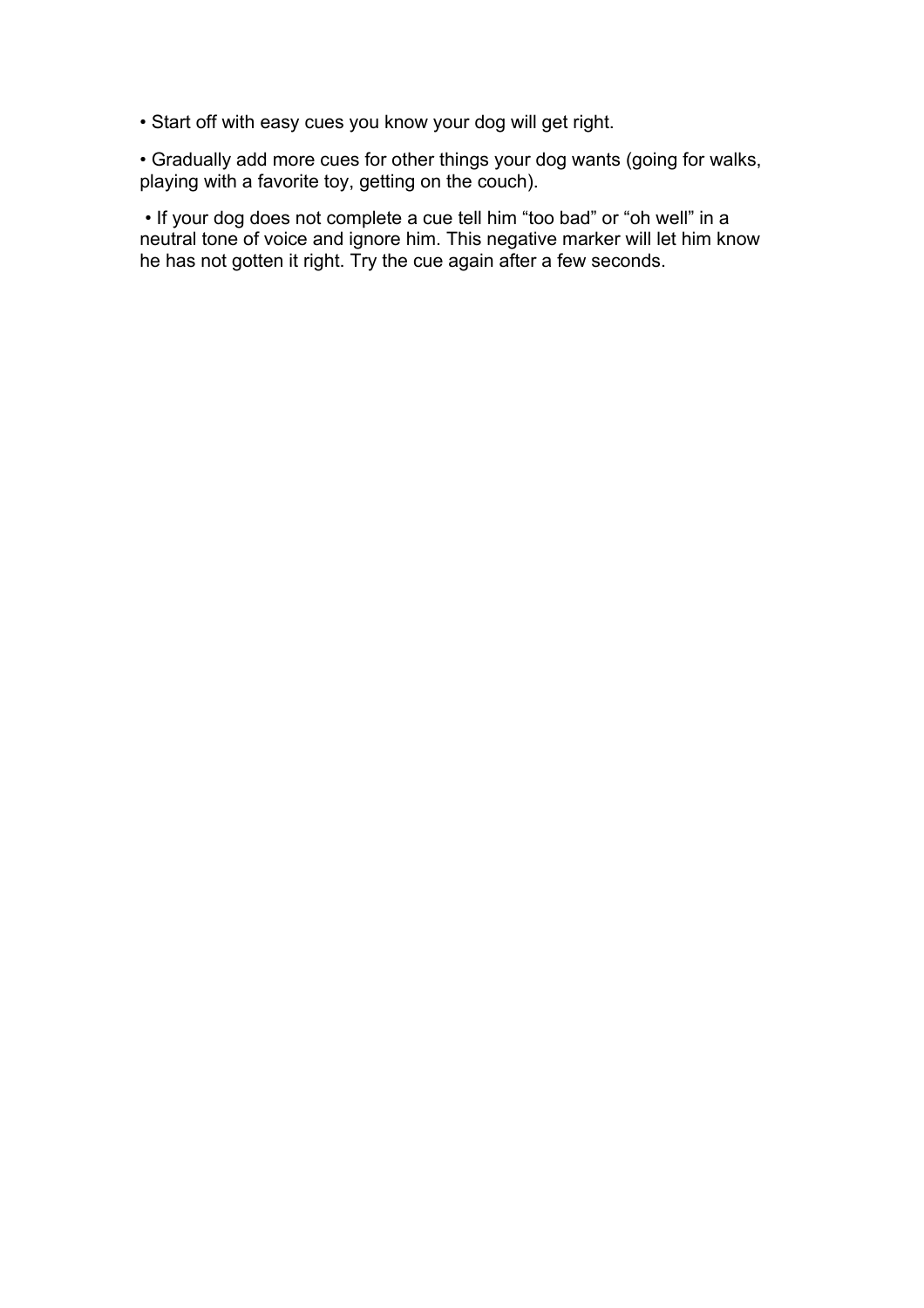- Start off with easy cues you know your dog will get right.
- Gradually add more cues for other things your dog wants (going for walks, playing with a favorite toy, getting on the couch).
- If your dog does not complete a cue tell him “too bad” or “oh well” in a neutral tone of voice and ignore him. This negative marker will let him know he has not gotten it right. Try the cue again after a few seconds.